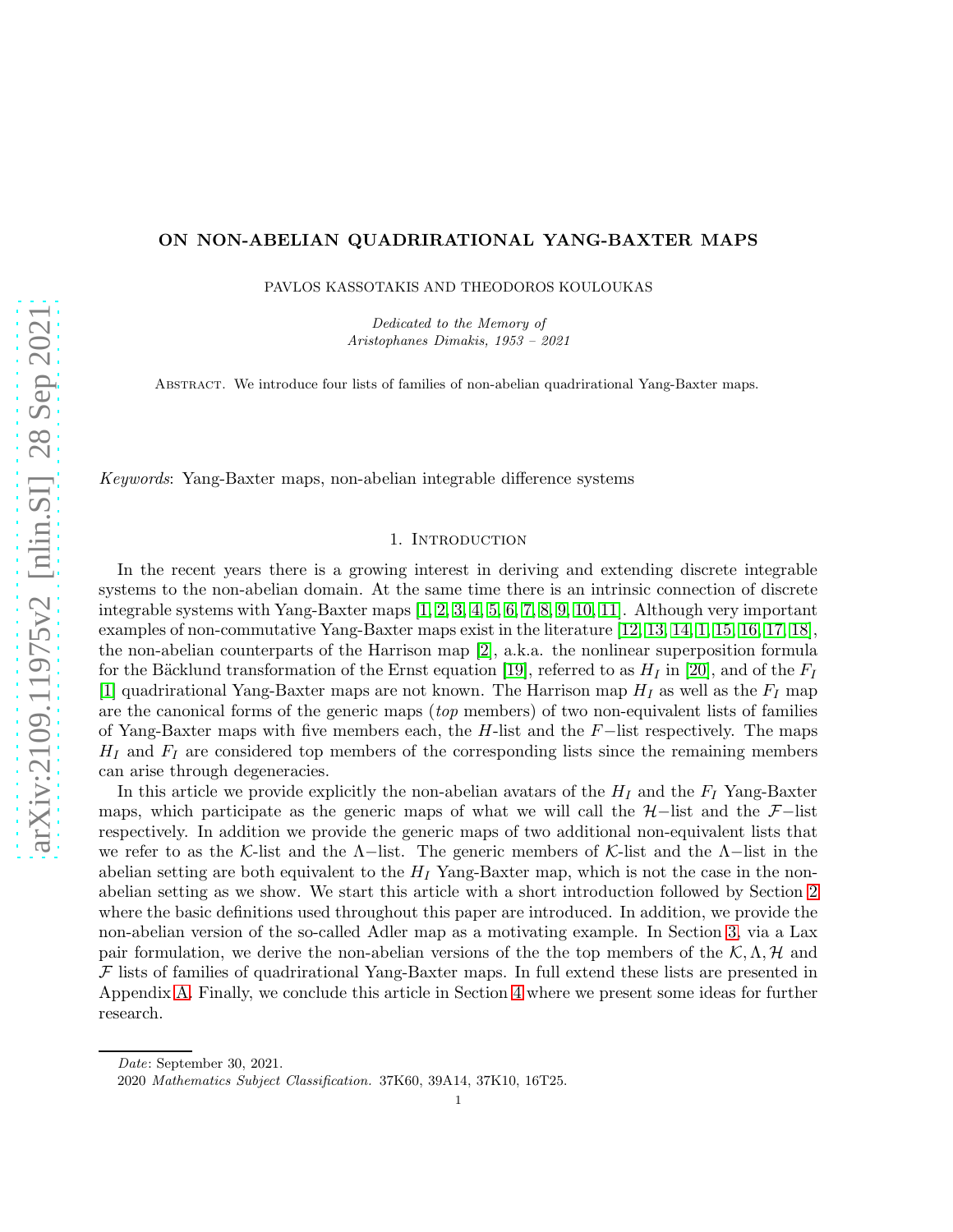# ON NON-ABELIAN QUADRIRATIONAL YANG-BAXTER MAPS

PAVLOS KASSOTAKIS AND THEODOROS KOULOUKAS

*Dedicated to the Memory of*
*Aristophanes Dimakis, 1953 – 2021*

Abstract. We introduce four lists of families of non-abelian quadrirational Yang-Baxter maps.

*Keywords*: Yang-Baxter maps, non-abelian integrable difference systems

## 1. Introduction

In the recent years there is a growing interest in deriving and extending discrete integrable systems to the non-abelian domain. At the same time there is an intrinsic connection of discrete integrable systems with Yang-Baxter maps [1, 2, 3, 4, 5, 6, 7, 8, 9, 10, 11]. Although very important examples of non-commutative Yang-Baxter maps exist in the literature [12, 13, 14, 1, 15, 16, 17, 18], the non-abelian counterparts of the Harrison map [2], a.k.a. the nonlinear superposition formula for the Bäcklund transformation of the Ernst equation [19], referred to as $H_I$ in [20], and of the $F_I$ [1] quadrirational Yang-Baxter maps are not known. The Harrison map $H_I$ as well as the $F_I$ map are the canonical forms of the generic maps (*top* members) of two non-equivalent lists of families of Yang-Baxter maps with five members each, the $H$-list and the $F-$list respectively. The maps $H_I$ and $F_I$ are considered top members of the corresponding lists since the remaining members can arise through degeneracies.

In this article we provide explicitly the non-abelian avatars of the $H_I$ and the $F_I$ Yang-Baxter maps, which participate as the generic maps of what we will call the $\mathcal{H}-$list and the $\mathcal{F}-$list respectively. In addition we provide the generic maps of two additional non-equivalent lists that we refer to as the $\mathcal{K}$-list and the $\Lambda-$list. The generic members of $\mathcal{K}$-list and the $\Lambda-$list in the abelian setting are both equivalent to the $H_I$ Yang-Baxter map, which is not the case in the non-abelian setting as we show. We start this article with a short introduction followed by Section 2 where the basic definitions used throughout this paper are introduced. In addition, we provide the non-abelian version of the so-called Adler map as a motivating example. In Section 3, via a Lax pair formulation, we derive the non-abelian versions of the the top members of the $\mathcal{K}, \Lambda, \mathcal{H}$ and $\mathcal{F}$ lists of families of quadrirational Yang-Baxter maps. In full extend these lists are presented in Appendix A. Finally, we conclude this article in Section 4 where we present some ideas for further research.

*Date*: September 30, 2021.

2020 *Mathematics Subject Classification.* 37K60, 39A14, 37K10, 16T25.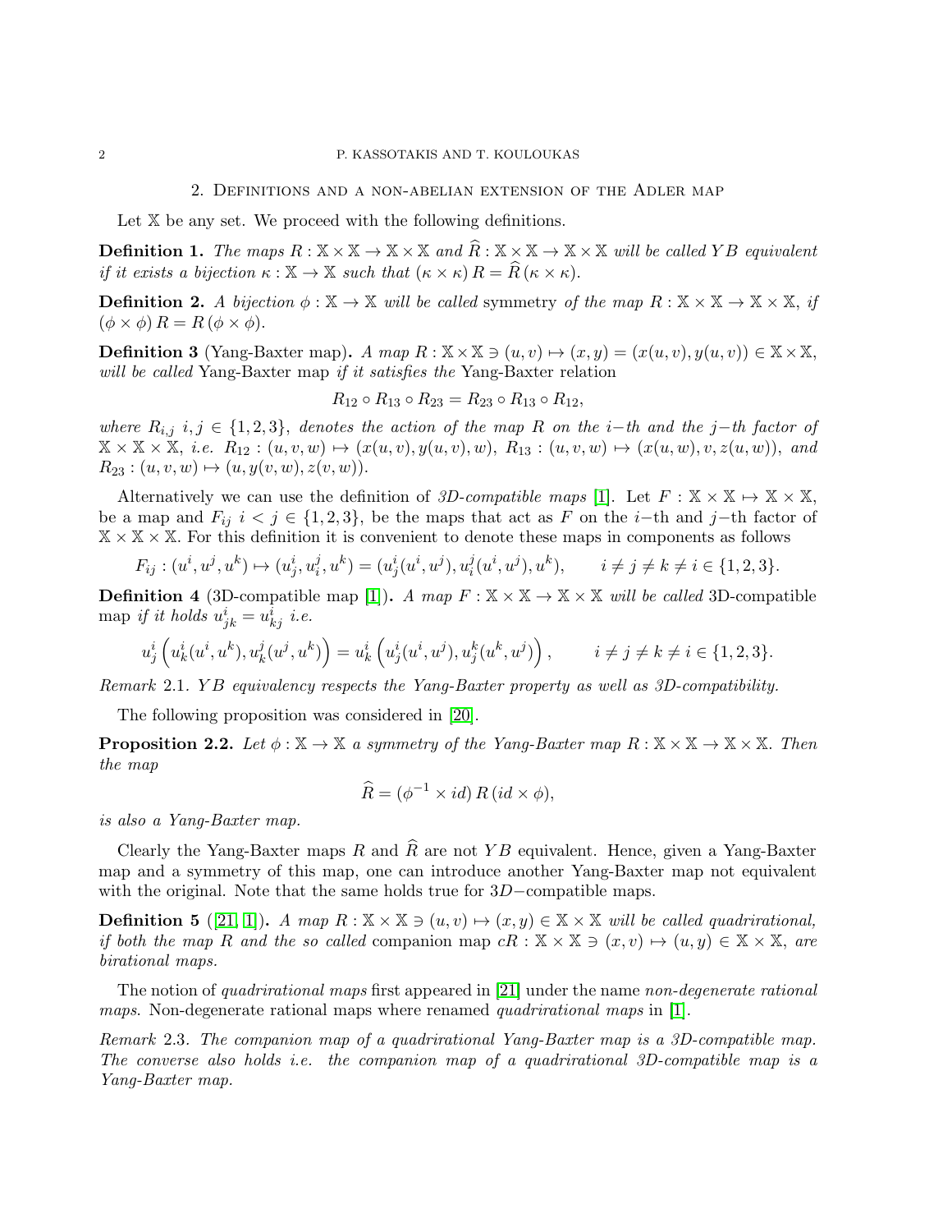## 2. Definitions and a non-abelian extension of the Adler map

Let $\mathbb{X}$ be any set. We proceed with the following definitions.

**Definition 1.** *The maps $R : \mathbb{X} \times \mathbb{X} \to \mathbb{X} \times \mathbb{X}$ and $\widehat{R} : \mathbb{X} \times \mathbb{X} \to \mathbb{X} \times \mathbb{X}$ will be called $YB$ equivalent if it exists a bijection $\kappa : \mathbb{X} \to \mathbb{X}$ such that $(\kappa \times \kappa) R = \widehat{R} (\kappa \times \kappa)$.*

**Definition 2.** *A bijection $\phi : \mathbb{X} \to \mathbb{X}$ will be called* symmetry *of the map $R : \mathbb{X} \times \mathbb{X} \to \mathbb{X} \times \mathbb{X}$, if $(\phi \times \phi) R = R (\phi \times \phi)$.*

**Definition 3** (Yang-Baxter map)**.** *A map $R : \mathbb{X} \times \mathbb{X} \ni (u, v) \mapsto (x, y) = (x(u, v), y(u, v)) \in \mathbb{X} \times \mathbb{X}$, will be called* Yang-Baxter map *if it satisfies the* Yang-Baxter relation

$$R_{12} \circ R_{13} \circ R_{23} = R_{23} \circ R_{13} \circ R_{12},$$

*where $R_{i,j}$ $i, j \in \{1, 2, 3\}$, denotes the action of the map $R$ on the $i-$th and the $j-$th factor of $\mathbb{X} \times \mathbb{X} \times \mathbb{X}$, i.e. $R_{12} : (u, v, w) \mapsto (x(u, v), y(u, v), w)$, $R_{13} : (u, v, w) \mapsto (x(u, w), v, z(u, w))$, and $R_{23} : (u, v, w) \mapsto (u, y(v, w), z(v, w))$.*

Alternatively we can use the definition of *3D-compatible maps* [1]. Let $F : \mathbb{X} \times \mathbb{X} \mapsto \mathbb{X} \times \mathbb{X}$, be a map and $F_{ij}$ $i < j \in \{1, 2, 3\}$, be the maps that act as $F$ on the $i-$th and $j-$th factor of $\mathbb{X} \times \mathbb{X} \times \mathbb{X}$. For this definition it is convenient to denote these maps in components as follows

$$F_{ij} : (u^i, u^j, u^k) \mapsto (u^i_j, u^j_i, u^k) = (u^i_j(u^i, u^j), u^j_i(u^i, u^j), u^k), \qquad i \neq j \neq k \neq i \in \{1, 2, 3\}.$$

**Definition 4** (3D-compatible map [1])**.** *A map $F : \mathbb{X} \times \mathbb{X} \to \mathbb{X} \times \mathbb{X}$ will be called* 3D-compatible map *if it holds $u^i_{jk} = u^i_{kj}$ i.e.*

$$u^i_j \left( u^i_k(u^i, u^k), u^j_k(u^j, u^k) \right) = u^i_k \left( u^i_j(u^i, u^j), u^k_j(u^k, u^j) \right), \qquad i \neq j \neq k \neq i \in \{1, 2, 3\}.$$

*Remark* 2.1. *$YB$ equivalency respects the Yang-Baxter property as well as 3D-compatibility.*

The following proposition was considered in [20].

**Proposition 2.2.** *Let $\phi : \mathbb{X} \to \mathbb{X}$ a symmetry of the Yang-Baxter map $R : \mathbb{X} \times \mathbb{X} \to \mathbb{X} \times \mathbb{X}$. Then the map*

$$\widehat{R} = (\phi^{-1} \times id) \, R \, (id \times \phi),$$

*is also a Yang-Baxter map.*

Clearly the Yang-Baxter maps $R$ and $\widehat{R}$ are not $YB$ equivalent. Hence, given a Yang-Baxter map and a symmetry of this map, one can introduce another Yang-Baxter map not equivalent with the original. Note that the same holds true for $3D-$compatible maps.

**Definition 5** ([21, 1])**.** *A map $R : \mathbb{X} \times \mathbb{X} \ni (u, v) \mapsto (x, y) \in \mathbb{X} \times \mathbb{X}$ will be called quadrirational, if both the map $R$ and the so called* companion map *$cR : \mathbb{X} \times \mathbb{X} \ni (x, v) \mapsto (u, y) \in \mathbb{X} \times \mathbb{X}$, are birational maps.*

The notion of *quadrirational maps* first appeared in [21] under the name *non-degenerate rational maps*. Non-degenerate rational maps where renamed *quadrirational maps* in [1].

*Remark* 2.3. *The companion map of a quadrirational Yang-Baxter map is a 3D-compatible map. The converse also holds i.e. the companion map of a quadrirational 3D-compatible map is a Yang-Baxter map.*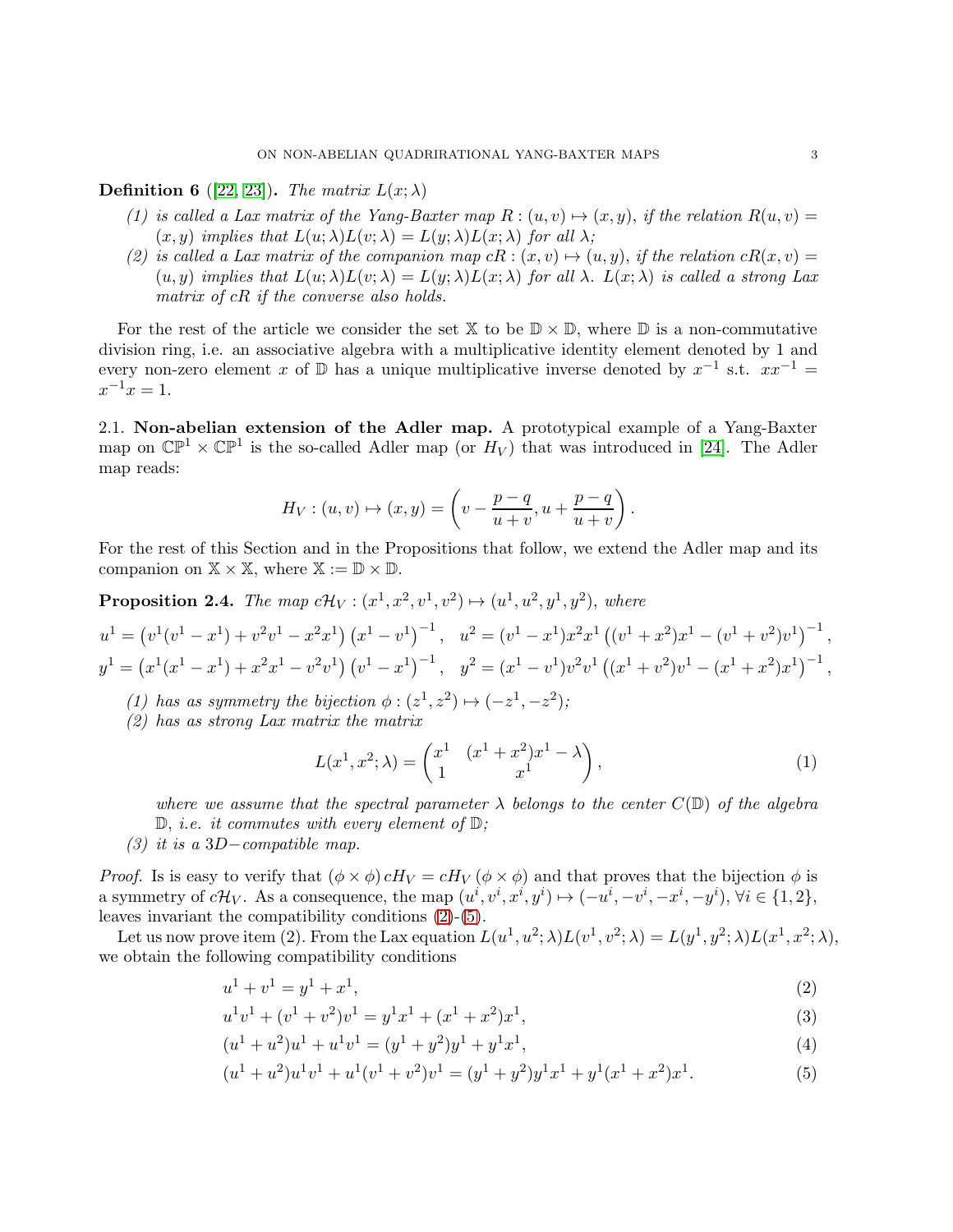**Definition 6** ([22, 23]). *The matrix $L(x;\lambda)$*

*(1) is called a Lax matrix of the Yang-Baxter map $R:(u,v)\mapsto(x,y)$, if the relation $R(u,v)=(x,y)$ implies that $L(u;\lambda)L(v;\lambda)=L(y;\lambda)L(x;\lambda)$ for all $\lambda$;*

*(2) is called a Lax matrix of the companion map $cR:(x,v)\mapsto(u,y)$, if the relation $cR(x,v)=(u,y)$ implies that $L(u;\lambda)L(v;\lambda)=L(y;\lambda)L(x;\lambda)$ for all $\lambda$. $L(x;\lambda)$ is called a strong Lax matrix of $cR$ if the converse also holds.*

For the rest of the article we consider the set $\mathbb{X}$ to be $\mathbb{D}\times\mathbb{D}$, where $\mathbb{D}$ is a non-commutative division ring, i.e. an associative algebra with a multiplicative identity element denoted by 1 and every non-zero element $x$ of $\mathbb{D}$ has a unique multiplicative inverse denoted by $x^{-1}$ s.t. $xx^{-1}=x^{-1}x=1$.

### 2.1. Non-abelian extension of the Adler map.

A prototypical example of a Yang-Baxter map on $\mathbb{CP}^1\times\mathbb{CP}^1$ is the so-called Adler map (or $H_V$) that was introduced in [24]. The Adler map reads:

$$H_V:(u,v)\mapsto(x,y)=\left(v-\frac{p-q}{u+v},u+\frac{p-q}{u+v}\right).$$

For the rest of this Section and in the Propositions that follow, we extend the Adler map and its companion on $\mathbb{X}\times\mathbb{X}$, where $\mathbb{X}:=\mathbb{D}\times\mathbb{D}$.

**Proposition 2.4.** *The map $c\mathcal{H}_V:(x^1,x^2,v^1,v^2)\mapsto(u^1,u^2,y^1,y^2)$, where*

$$u^1=\left(v^1(v^1-x^1)+v^2v^1-x^2x^1\right)\left(x^1-v^1\right)^{-1},\quad u^2=(v^1-x^1)x^2x^1\left((v^1+x^2)x^1-(v^1+v^2)v^1\right)^{-1},$$
$$y^1=\left(x^1(x^1-x^1)+x^2x^1-v^2v^1\right)\left(v^1-x^1\right)^{-1},\quad y^2=(x^1-v^1)v^2v^1\left((x^1+v^2)v^1-(x^1+x^2)x^1\right)^{-1},$$

*(1) has as symmetry the bijection $\phi:(z^1,z^2)\mapsto(-z^1,-z^2)$;*

*(2) has as strong Lax matrix the matrix*

$$L(x^1,x^2;\lambda)=\begin{pmatrix}x^1 & (x^1+x^2)x^1-\lambda\\ 1 & x^1\end{pmatrix},\tag{1}$$

*where we assume that the spectral parameter $\lambda$ belongs to the center $C(\mathbb{D})$ of the algebra $\mathbb{D}$, i.e. it commutes with every element of $\mathbb{D}$;*

*(3) it is a $3D-$compatible map.*

*Proof.* Is is easy to verify that $(\phi\times\phi)\,cH_V=cH_V\,(\phi\times\phi)$ and that proves that the bijection $\phi$ is a symmetry of $c\mathcal{H}_V$. As a consequence, the map $(u^i,v^i,x^i,y^i)\mapsto(-u^i,-v^i,-x^i,-y^i)$, $\forall i\in\{1,2\}$, leaves invariant the compatibility conditions (2)-(5).

Let us now prove item (2). From the Lax equation $L(u^1,u^2;\lambda)L(v^1,v^2;\lambda)=L(y^1,y^2;\lambda)L(x^1,x^2;\lambda)$, we obtain the following compatibility conditions

$$u^1+v^1=y^1+x^1,\tag{2}$$
$$u^1v^1+(v^1+v^2)v^1=y^1x^1+(x^1+x^2)x^1,\tag{3}$$
$$(u^1+u^2)u^1+u^1v^1=(y^1+y^2)y^1+y^1x^1,\tag{4}$$
$$(u^1+u^2)u^1v^1+u^1(v^1+v^2)v^1=(y^1+y^2)y^1x^1+y^1(x^1+x^2)x^1.\tag{5}$$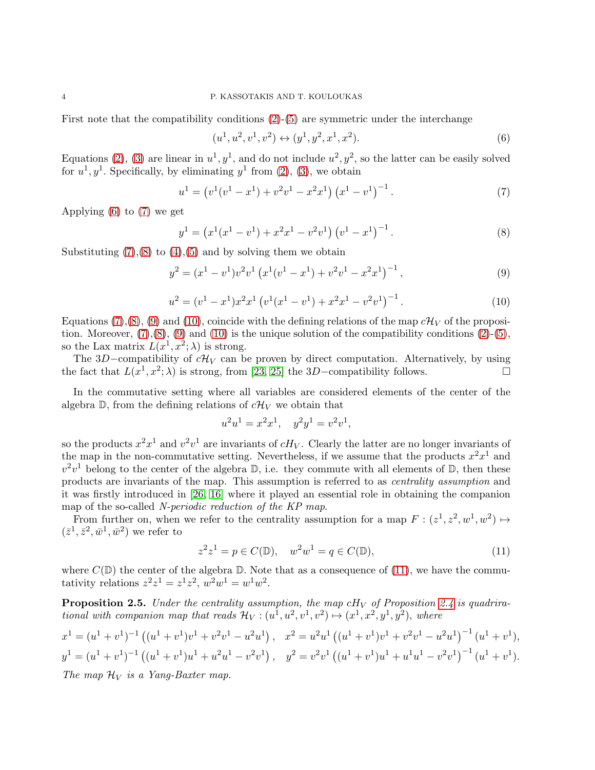First note that the compatibility conditions (2)-(5) are symmetric under the interchange

$$(u^1, u^2, v^1, v^2) \leftrightarrow (y^1, y^2, x^1, x^2). \tag{6}$$

Equations (2), (3) are linear in $u^1, y^1$, and do not include $u^2, y^2$, so the latter can be easily solved for $u^1, y^1$. Specifically, by eliminating $y^1$ from (2), (3), we obtain

$$u^1 = \left(v^1(v^1 - x^1) + v^2v^1 - x^2x^1\right)\left(x^1 - v^1\right)^{-1}. \tag{7}$$

Applying (6) to (7) we get

$$y^1 = \left(x^1(x^1 - v^1) + x^2x^1 - v^2v^1\right)\left(v^1 - x^1\right)^{-1}. \tag{8}$$

Substituting (7),(8) to (4),(5) and by solving them we obtain

$$y^2 = (x^1 - v^1)v^2v^1\left(x^1(v^1 - x^1) + v^2v^1 - x^2x^1\right)^{-1}, \tag{9}$$

$$u^2 = (v^1 - x^1)x^2x^1\left(v^1(x^1 - v^1) + x^2x^1 - v^2v^1\right)^{-1}. \tag{10}$$

Equations (7),(8), (9) and (10), coincide with the defining relations of the map $c\mathcal{H}_V$ of the proposition. Moreover, (7),(8), (9) and (10) is the unique solution of the compatibility conditions (2)-(5), so the Lax matrix $L(x^1, x^2; \lambda)$ is strong.

The $3D-$compatibility of $c\mathcal{H}_V$ can be proven by direct computation. Alternatively, by using the fact that $L(x^1, x^2; \lambda)$ is strong, from [23, 25] the $3D-$compatibility follows. □

In the commutative setting where all variables are considered elements of the center of the algebra $\mathbb{D}$, from the defining relations of $c\mathcal{H}_V$ we obtain that

$$u^2u^1 = x^2x^1, \quad y^2y^1 = v^2v^1,$$

so the products $x^2x^1$ and $v^2v^1$ are invariants of $cH_V$. Clearly the latter are no longer invariants of the map in the non-commutative setting. Nevertheless, if we assume that the products $x^2x^1$ and $v^2v^1$ belong to the center of the algebra $\mathbb{D}$, i.e. they commute with all elements of $\mathbb{D}$, then these products are invariants of the map. This assumption is referred to as *centrality assumption* and it was firstly introduced in [26, 16] where it played an essential role in obtaining the companion map of the so-called *N-periodic reduction of the KP map*.

From further on, when we refer to the centrality assumption for a map $F : (z^1, z^2, w^1, w^2) \mapsto (\bar{z}^1, \bar{z}^2, \bar{w}^1, \bar{w}^2)$ we refer to

$$z^2z^1 = p \in C(\mathbb{D}), \quad w^2w^1 = q \in C(\mathbb{D}), \tag{11}$$

where $C(\mathbb{D})$ the center of the algebra $\mathbb{D}$. Note that as a consequence of (11), we have the commutativity relations $z^2z^1 = z^1z^2$, $w^2w^1 = w^1w^2$.

**Proposition 2.5.** *Under the centrality assumption, the map $cH_V$ of Proposition 2.4 is quadrirational with companion map that reads $\mathcal{H}_V : (u^1, u^2, v^1, v^2) \mapsto (x^1, x^2, y^1, y^2)$, where*

$$x^1 = (u^1 + v^1)^{-1}\left((u^1 + v^1)v^1 + v^2v^1 - u^2u^1\right), \quad x^2 = u^2u^1\left((u^1 + v^1)v^1 + v^2v^1 - u^2u^1\right)^{-1}(u^1 + v^1),$$

$$y^1 = (u^1 + v^1)^{-1}\left((u^1 + v^1)u^1 + u^2u^1 - v^2v^1\right), \quad y^2 = v^2v^1\left((u^1 + v^1)u^1 + u^1u^1 - v^2v^1\right)^{-1}(u^1 + v^1).$$

*The map $\mathcal{H}_V$ is a Yang-Baxter map.*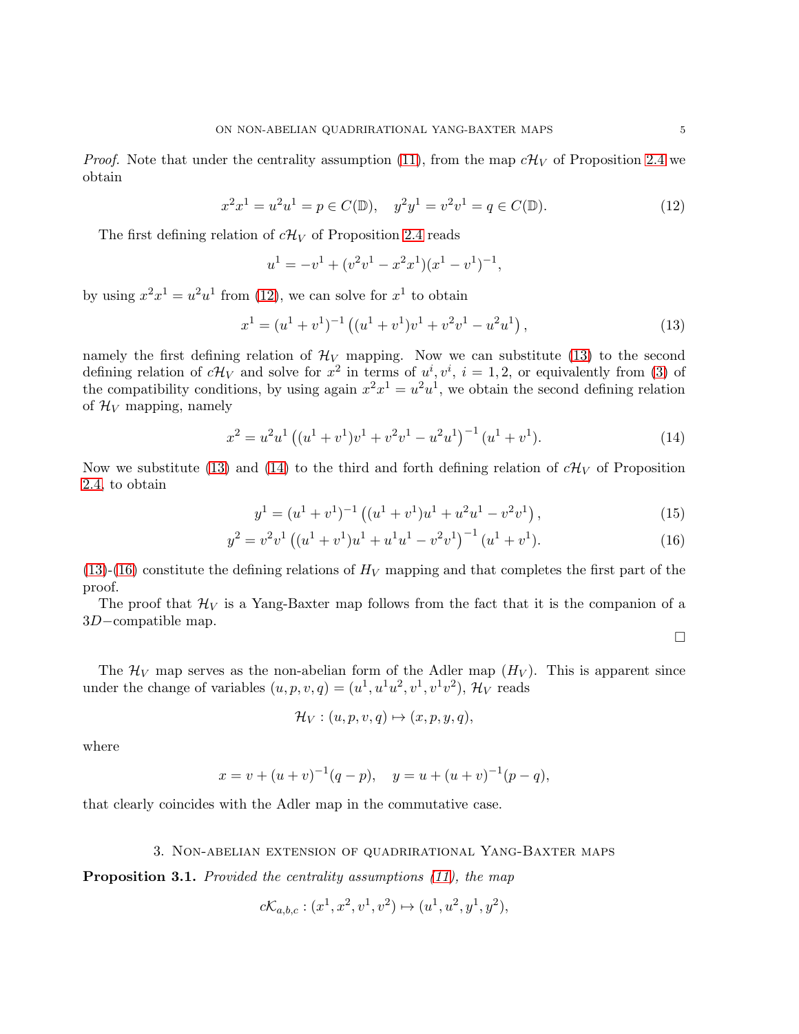*Proof.* Note that under the centrality assumption (11), from the map $c\mathcal{H}_V$ of Proposition 2.4 we obtain

$$x^2x^1 = u^2u^1 = p \in C(\mathbb{D}), \quad y^2y^1 = v^2v^1 = q \in C(\mathbb{D}). \tag{12}$$

The first defining relation of $c\mathcal{H}_V$ of Proposition 2.4 reads

$$u^1 = -v^1 + (v^2v^1 - x^2x^1)(x^1 - v^1)^{-1},$$

by using $x^2x^1 = u^2u^1$ from (12), we can solve for $x^1$ to obtain

$$x^1 = (u^1 + v^1)^{-1}\left((u^1 + v^1)v^1 + v^2v^1 - u^2u^1\right), \tag{13}$$

namely the first defining relation of $\mathcal{H}_V$ mapping. Now we can substitute (13) to the second defining relation of $c\mathcal{H}_V$ and solve for $x^2$ in terms of $u^i, v^i$, $i = 1, 2$, or equivalently from (3) of the compatibility conditions, by using again $x^2x^1 = u^2u^1$, we obtain the second defining relation of $\mathcal{H}_V$ mapping, namely

$$x^2 = u^2u^1\left((u^1 + v^1)v^1 + v^2v^1 - u^2u^1\right)^{-1}(u^1 + v^1). \tag{14}$$

Now we substitute (13) and (14) to the third and forth defining relation of $c\mathcal{H}_V$ of Proposition 2.4, to obtain

$$y^1 = (u^1 + v^1)^{-1}\left((u^1 + v^1)u^1 + u^2u^1 - v^2v^1\right), \tag{15}$$

$$y^2 = v^2v^1\left((u^1 + v^1)u^1 + u^1u^1 - v^2v^1\right)^{-1}(u^1 + v^1). \tag{16}$$

(13)-(16) constitute the defining relations of $H_V$ mapping and that completes the first part of the proof.

The proof that $\mathcal{H}_V$ is a Yang-Baxter map follows from the fact that it is the companion of a $3D-$compatible map. $\square$

The $\mathcal{H}_V$ map serves as the non-abelian form of the Adler map $(H_V)$. This is apparent since under the change of variables $(u, p, v, q) = (u^1, u^1u^2, v^1, v^1v^2)$, $\mathcal{H}_V$ reads

$$\mathcal{H}_V : (u, p, v, q) \mapsto (x, p, y, q),$$

where

$$x = v + (u + v)^{-1}(q - p), \quad y = u + (u + v)^{-1}(p - q),$$

that clearly coincides with the Adler map in the commutative case.

## 3. Non-abelian extension of quadrirational Yang-Baxter maps

**Proposition 3.1.** *Provided the centrality assumptions (11), the map*

$$c\mathcal{K}_{a,b,c} : (x^1, x^2, v^1, v^2) \mapsto (u^1, u^2, y^1, y^2),$$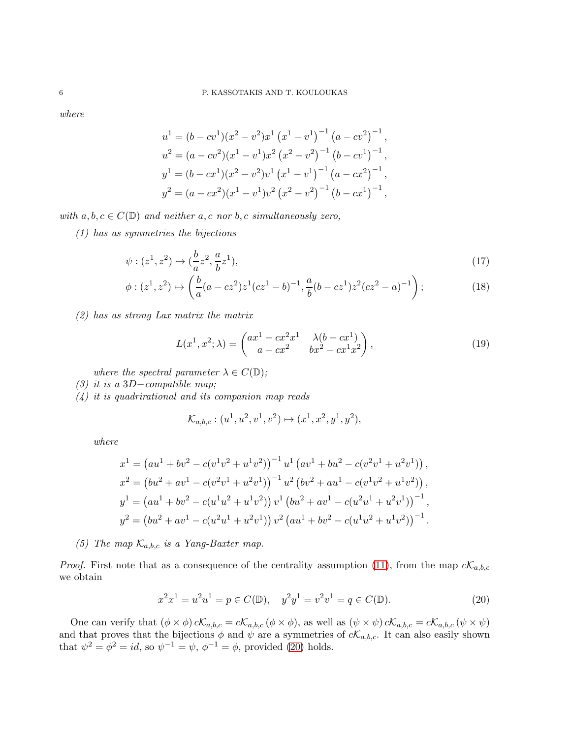*where*

$$
\begin{aligned}
u^1 &= (b - cv^1)(x^2 - v^2)x^1 \left(x^1 - v^1\right)^{-1} \left(a - cv^2\right)^{-1},\\
u^2 &= (a - cv^2)(x^1 - v^1)x^2 \left(x^2 - v^2\right)^{-1} \left(b - cv^1\right)^{-1},\\
y^1 &= (b - cx^1)(x^2 - v^2)v^1 \left(x^1 - v^1\right)^{-1} \left(a - cx^2\right)^{-1},\\
y^2 &= (a - cx^2)(x^1 - v^1)v^2 \left(x^2 - v^2\right)^{-1} \left(b - cx^1\right)^{-1},
\end{aligned}
$$

*with $a, b, c \in C(\mathbb{D})$ and neither $a, c$ nor $b, c$ simultaneously zero,*

*(1) has as symmetries the bijections*

$$
\psi : (z^1, z^2) \mapsto \left(\frac{b}{a} z^2, \frac{a}{b} z^1\right), \tag{17}
$$

$$
\phi : (z^1, z^2) \mapsto \left(\frac{b}{a}(a - cz^2)z^1(cz^1 - b)^{-1}, \frac{a}{b}(b - cz^1)z^2(cz^2 - a)^{-1}\right); \tag{18}
$$

*(2) has as strong Lax matrix the matrix*

$$
L(x^1, x^2; \lambda) = \begin{pmatrix} ax^1 - cx^2x^1 & \lambda(b - cx^1) \\ a - cx^2 & bx^2 - cx^1x^2 \end{pmatrix}, \tag{19}
$$

*where the spectral parameter $\lambda \in C(\mathbb{D})$;*

*(3) it is a $3D-$compatible map;*

*(4) it is quadrirational and its companion map reads*

$$
\mathcal{K}_{a,b,c} : (u^1, u^2, v^1, v^2) \mapsto (x^1, x^2, y^1, y^2),
$$

*where*

$$
\begin{aligned}
x^1 &= \left(au^1 + bv^2 - c(v^1v^2 + u^1v^2)\right)^{-1} u^1 \left(av^1 + bu^2 - c(v^2v^1 + u^2v^1)\right),\\
x^2 &= \left(bu^2 + av^1 - c(v^2v^1 + u^2v^1)\right)^{-1} u^2 \left(bv^2 + au^1 - c(v^1v^2 + u^1v^2)\right),\\
y^1 &= \left(au^1 + bv^2 - c(u^1u^2 + u^1v^2)\right) v^1 \left(bu^2 + av^1 - c(u^2u^1 + u^2v^1)\right)^{-1},\\
y^2 &= \left(bu^2 + av^1 - c(u^2u^1 + u^2v^1)\right) v^2 \left(au^1 + bv^2 - c(u^1u^2 + u^1v^2)\right)^{-1}.
\end{aligned}
$$

*(5) The map $\mathcal{K}_{a,b,c}$ is a Yang-Baxter map.*

*Proof.* First note that as a consequence of the centrality assumption (11), from the map $c\mathcal{K}_{a,b,c}$ we obtain

$$
x^2x^1 = u^2u^1 = p \in C(\mathbb{D}), \quad y^2y^1 = v^2v^1 = q \in C(\mathbb{D}). \tag{20}
$$

One can verify that $(\phi \times \phi)\, c\mathcal{K}_{a,b,c} = c\mathcal{K}_{a,b,c}\, (\phi \times \phi)$, as well as $(\psi \times \psi)\, c\mathcal{K}_{a,b,c} = c\mathcal{K}_{a,b,c}\, (\psi \times \psi)$ and that proves that the bijections $\phi$ and $\psi$ are a symmetries of $c\mathcal{K}_{a,b,c}$. It can also easily shown that $\psi^2 = \phi^2 = id$, so $\psi^{-1} = \psi$, $\phi^{-1} = \phi$, provided (20) holds.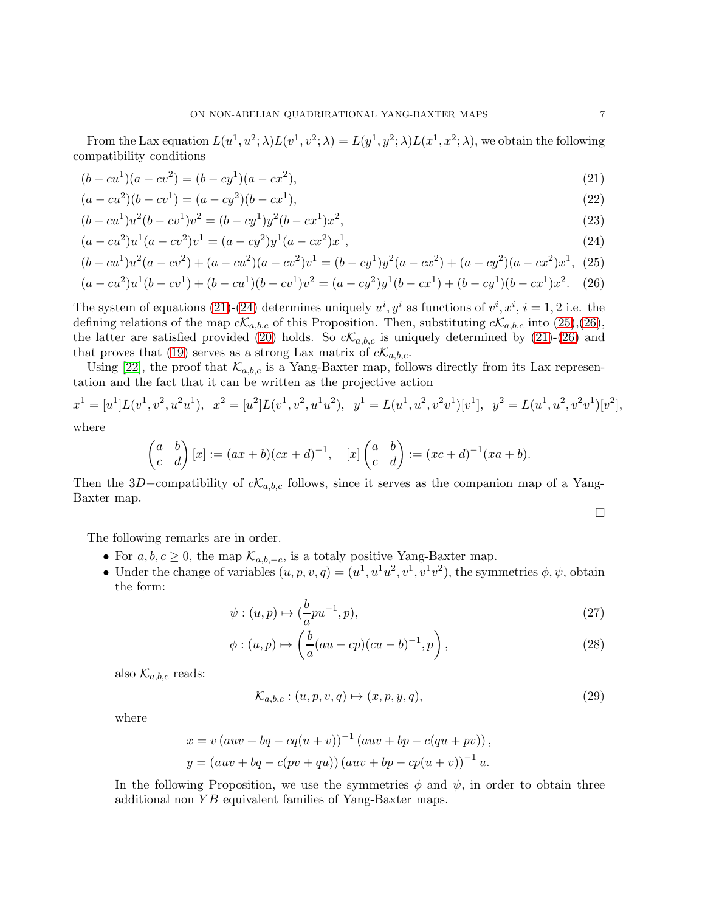From the Lax equation $L(u^1,u^2;\lambda)L(v^1,v^2;\lambda)=L(y^1,y^2;\lambda)L(x^1,x^2;\lambda)$, we obtain the following compatibility conditions

$$(b-cu^1)(a-cv^2)=(b-cy^1)(a-cx^2), \tag{21}$$

$$(a-cu^2)(b-cv^1)=(a-cy^2)(b-cx^1), \tag{22}$$

$$(b-cu^1)u^2(b-cv^1)v^2=(b-cy^1)y^2(b-cx^1)x^2, \tag{23}$$

$$(a-cu^2)u^1(a-cv^2)v^1=(a-cy^2)y^1(a-cx^2)x^1, \tag{24}$$

$$(b-cu^1)u^2(a-cv^2)+(a-cu^2)(a-cv^2)v^1=(b-cy^1)y^2(a-cx^2)+(a-cy^2)(a-cx^2)x^1, \tag{25}$$

$$(a-cu^2)u^1(b-cv^1)+(b-cu^1)(b-cv^1)v^2=(a-cy^2)y^1(b-cx^1)+(b-cy^1)(b-cx^1)x^2. \tag{26}$$

The system of equations (21)-(24) determines uniquely $u^i, y^i$ as functions of $v^i, x^i$, $i=1,2$ i.e. the defining relations of the map $c\mathcal{K}_{a,b,c}$ of this Proposition. Then, substituting $c\mathcal{K}_{a,b,c}$ into (25),(26), the latter are satisfied provided (20) holds. So $c\mathcal{K}_{a,b,c}$ is uniquely determined by (21)-(26) and that proves that (19) serves as a strong Lax matrix of $c\mathcal{K}_{a,b,c}$.

Using [22], the proof that $\mathcal{K}_{a,b,c}$ is a Yang-Baxter map, follows directly from its Lax representation and the fact that it can be written as the projective action

$$x^1=[u^1]L(v^1,v^2,u^2u^1),\quad x^2=[u^2]L(v^1,v^2,u^1u^2),\quad y^1=L(u^1,u^2,v^2v^1)[v^1],\quad y^2=L(u^1,u^2,v^2v^1)[v^2],$$

where

$$\begin{pmatrix} a & b\\ c & d\end{pmatrix}[x]:=(ax+b)(cx+d)^{-1},\quad [x]\begin{pmatrix} a & b\\ c & d\end{pmatrix}:=(xc+d)^{-1}(xa+b).$$

Then the $3D-$compatibility of $c\mathcal{K}_{a,b,c}$ follows, since it serves as the companion map of a Yang-Baxter map.

□

The following remarks are in order.

- For $a,b,c\geq 0$, the map $\mathcal{K}_{a,b,-c}$, is a totaly positive Yang-Baxter map.
- Under the change of variables $(u,p,v,q)=(u^1,u^1u^2,v^1,v^1v^2)$, the symmetries $\phi,\psi$, obtain the form:

$$\psi:(u,p)\mapsto(\frac{b}{a}pu^{-1},p), \tag{27}$$

$$\phi:(u,p)\mapsto\left(\frac{b}{a}(au-cp)(cu-b)^{-1},p\right), \tag{28}$$

also $\mathcal{K}_{a,b,c}$ reads:

$$\mathcal{K}_{a,b,c}:(u,p,v,q)\mapsto(x,p,y,q), \tag{29}$$

where

$$x=v\left(auv+bq-cq(u+v)\right)^{-1}\left(auv+bp-c(qu+pv)\right),$$
$$y=\left(auv+bq-c(pv+qu)\right)\left(auv+bp-cp(u+v)\right)^{-1}u.$$

In the following Proposition, we use the symmetries $\phi$ and $\psi$, in order to obtain three additional non $YB$ equivalent families of Yang-Baxter maps.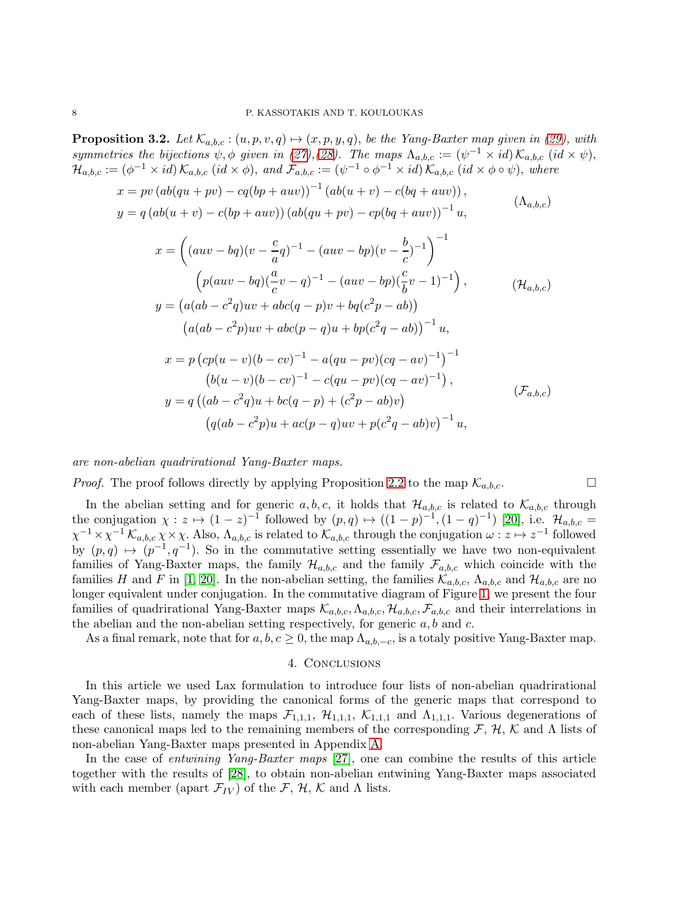**Proposition 3.2.** *Let $\mathcal{K}_{a,b,c} : (u, p, v, q) \mapsto (x, p, y, q)$, be the Yang-Baxter map given in (29), with symmetries the bijections $\psi, \phi$ given in (27),(28). The maps $\Lambda_{a,b,c} := (\psi^{-1} \times id)\, \mathcal{K}_{a,b,c}\, (id \times \psi)$, $\mathcal{H}_{a,b,c} := (\phi^{-1} \times id)\, \mathcal{K}_{a,b,c}\, (id \times \phi)$, and $\mathcal{F}_{a,b,c} := (\psi^{-1} \circ \phi^{-1} \times id)\, \mathcal{K}_{a,b,c}\, (id \times \phi \circ \psi)$, where*

$$
\begin{aligned}
x &= pv\left(ab(qu+pv) - cq(bp+auv)\right)^{-1}\left(ab(u+v) - c(bq+auv)\right),\\
y &= q\left(ab(u+v) - c(bp+auv)\right)\left(ab(qu+pv) - cp(bq+auv)\right)^{-1}u,
\end{aligned}
\tag{$\Lambda_{a,b,c}$}
$$

$$
\begin{aligned}
x &= \left((auv-bq)(v-\frac{c}{a}q)^{-1} - (auv-bp)(v-\frac{b}{c})^{-1}\right)^{-1}\\
&\qquad \left(p(auv-bq)(\frac{a}{c}v-q)^{-1} - (auv-bp)(\frac{c}{b}v-1)^{-1}\right),\\
y &= \left(a(ab-c^2q)uv + abc(q-p)v + bq(c^2p-ab)\right)\\
&\qquad \left(a(ab-c^2p)uv + abc(p-q)u + bp(c^2q-ab)\right)^{-1}u,
\end{aligned}
\tag{$\mathcal{H}_{a,b,c}$}
$$

$$
\begin{aligned}
x &= p\left(cp(u-v)(b-cv)^{-1} - a(qu-pv)(cq-av)^{-1}\right)^{-1}\\
&\qquad \left(b(u-v)(b-cv)^{-1} - c(qu-pv)(cq-av)^{-1}\right),\\
y &= q\left((ab-c^2q)u + bc(q-p) + (c^2p-ab)v\right)\\
&\qquad \left(q(ab-c^2p)u + ac(p-q)uv + p(c^2q-ab)v\right)^{-1}u,
\end{aligned}
\tag{$\mathcal{F}_{a,b,c}$}
$$

*are non-abelian quadrirational Yang-Baxter maps.*

*Proof.* The proof follows directly by applying Proposition 2.2 to the map $\mathcal{K}_{a,b,c}$. □

In the abelian setting and for generic $a, b, c$, it holds that $\mathcal{H}_{a,b,c}$ is related to $\mathcal{K}_{a,b,c}$ through the conjugation $\chi : z \mapsto (1-z)^{-1}$ followed by $(p, q) \mapsto ((1-p)^{-1}, (1-q)^{-1})$ [20], i.e. $\mathcal{H}_{a,b,c} = \chi^{-1} \times \chi^{-1}\, \mathcal{K}_{a,b,c}\, \chi \times \chi$. Also, $\Lambda_{a,b,c}$ is related to $\mathcal{K}_{a,b,c}$ through the conjugation $\omega : z \mapsto z^{-1}$ followed by $(p, q) \mapsto (p^{-1}, q^{-1})$. So in the commutative setting essentially we have two non-equivalent families of Yang-Baxter maps, the family $\mathcal{H}_{a,b,c}$ and the family $\mathcal{F}_{a,b,c}$ which coincide with the families $H$ and $F$ in [1, 20]. In the non-abelian setting, the families $\mathcal{K}_{a,b,c}$, $\Lambda_{a,b,c}$ and $\mathcal{H}_{a,b,c}$ are no longer equivalent under conjugation. In the commutative diagram of Figure 1, we present the four families of quadrirational Yang-Baxter maps $\mathcal{K}_{a,b,c}, \Lambda_{a,b,c}, \mathcal{H}_{a,b,c}, \mathcal{F}_{a,b,c}$ and their interrelations in the abelian and the non-abelian setting respectively, for generic $a, b$ and $c$.

As a final remark, note that for $a, b, c \geq 0$, the map $\Lambda_{a,b,-c}$, is a totaly positive Yang-Baxter map.

## 4. Conclusions

In this article we used Lax formulation to introduce four lists of non-abelian quadrirational Yang-Baxter maps, by providing the canonical forms of the generic maps that correspond to each of these lists, namely the maps $\mathcal{F}_{1,1,1}$, $\mathcal{H}_{1,1,1}$, $\mathcal{K}_{1,1,1}$ and $\Lambda_{1,1,1}$. Various degenerations of these canonical maps led to the remaining members of the corresponding $\mathcal{F}$, $\mathcal{H}$, $\mathcal{K}$ and $\Lambda$ lists of non-abelian Yang-Baxter maps presented in Appendix A.

In the case of *entwining Yang-Baxter maps* [27], one can combine the results of this article together with the results of [28], to obtain non-abelian entwining Yang-Baxter maps associated with each member (apart $\mathcal{F}_{IV}$) of the $\mathcal{F}$, $\mathcal{H}$, $\mathcal{K}$ and $\Lambda$ lists.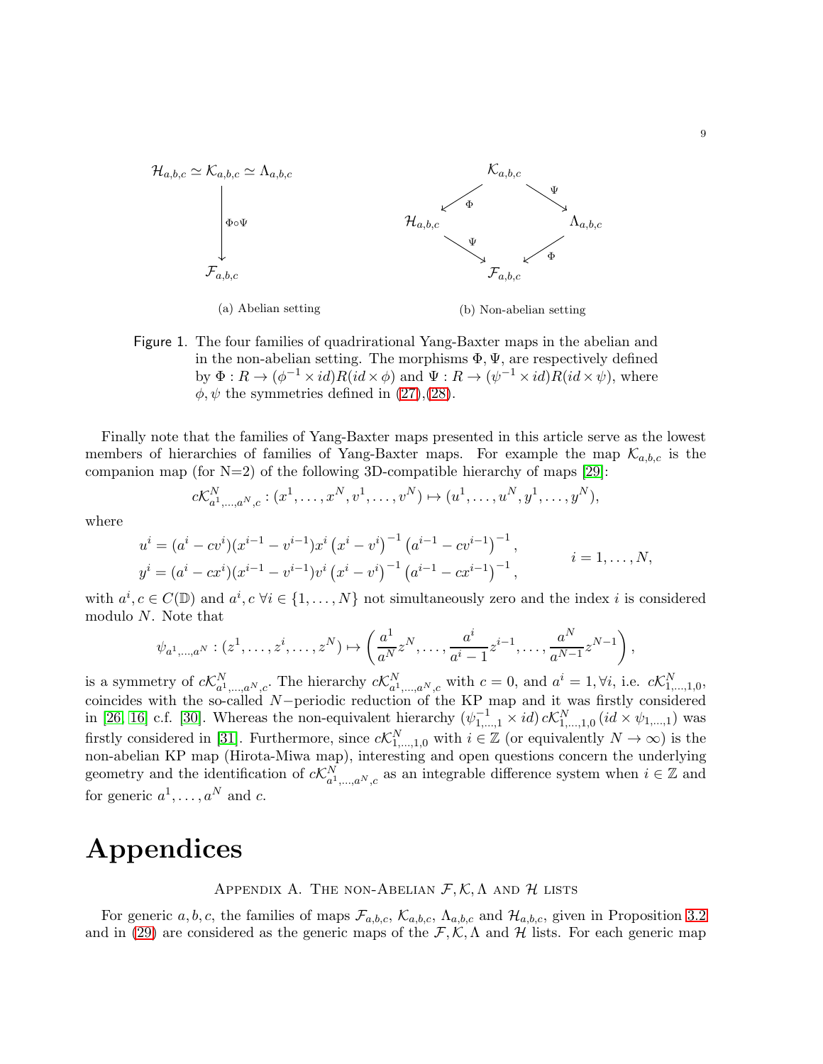$$\mathcal{H}_{a,b,c} \simeq \mathcal{K}_{a,b,c} \simeq \Lambda_{a,b,c} \xrightarrow{\Phi\circ\Psi} \mathcal{F}_{a,b,c}$$

(a) Abelian setting

$$\begin{array}{ccc} & \mathcal{K}_{a,b,c} & \\ \swarrow^{\Phi} & & \searrow^{\Psi} \\ \mathcal{H}_{a,b,c} & & \Lambda_{a,b,c} \\ \searrow^{\Psi} & & \swarrow^{\Phi} \\ & \mathcal{F}_{a,b,c} & \end{array}$$

(b) Non-abelian setting

Figure 1. The four families of quadrirational Yang-Baxter maps in the abelian and in the non-abelian setting. The morphisms $\Phi, \Psi$, are respectively defined by $\Phi : R \to (\phi^{-1} \times id)R(id \times \phi)$ and $\Psi : R \to (\psi^{-1} \times id)R(id \times \psi)$, where $\phi, \psi$ the symmetries defined in (27),(28).

Finally note that the families of Yang-Baxter maps presented in this article serve as the lowest members of hierarchies of families of Yang-Baxter maps. For example the map $\mathcal{K}_{a,b,c}$ is the companion map (for N=2) of the following 3D-compatible hierarchy of maps [29]:

$$c\mathcal{K}^N_{a^1,\ldots,a^N,c} : (x^1, \ldots, x^N, v^1, \ldots, v^N) \mapsto (u^1, \ldots, u^N, y^1, \ldots, y^N),$$

where

$$\begin{aligned} u^i &= (a^i - cv^i)(x^{i-1} - v^{i-1})x^i \left(x^i - v^i\right)^{-1} \left(a^{i-1} - cv^{i-1}\right)^{-1}, \\ y^i &= (a^i - cx^i)(x^{i-1} - v^{i-1})v^i \left(x^i - v^i\right)^{-1} \left(a^{i-1} - cx^{i-1}\right)^{-1}, \end{aligned} \qquad i = 1, \ldots, N,$$

with $a^i, c \in C(\mathbb{D})$ and $a^i, c$ $\forall i \in \{1, \ldots, N\}$ not simultaneously zero and the index $i$ is considered modulo $N$. Note that

$$\psi_{a^1,\ldots,a^N} : (z^1, \ldots, z^i, \ldots, z^N) \mapsto \left(\frac{a^1}{a^N}z^N, \ldots, \frac{a^i}{a^i - 1}z^{i-1}, \ldots, \frac{a^N}{a^{N-1}}z^{N-1}\right),$$

is a symmetry of $c\mathcal{K}^N_{a^1,\ldots,a^N,c}$. The hierarchy $c\mathcal{K}^N_{a^1,\ldots,a^N,c}$ with $c = 0$, and $a^i = 1, \forall i$, i.e. $c\mathcal{K}^N_{1,\ldots,1,0}$, coincides with the so-called $N-$periodic reduction of the KP map and it was firstly considered in [26, 16] c.f. [30]. Whereas the non-equivalent hierarchy $(\psi^{-1}_{1,\ldots,1} \times id)\, c\mathcal{K}^N_{1,\ldots,1,0}\, (id \times \psi_{1,\ldots,1})$ was firstly considered in [31]. Furthermore, since $c\mathcal{K}^N_{1,\ldots,1,0}$ with $i \in \mathbb{Z}$ (or equivalently $N \to \infty$) is the non-abelian KP map (Hirota-Miwa map), interesting and open questions concern the underlying geometry and the identification of $c\mathcal{K}^N_{a^1,\ldots,a^N,c}$ as an integrable difference system when $i \in \mathbb{Z}$ and for generic $a^1, \ldots, a^N$ and $c$.

# Appendices

## Appendix A. The non-Abelian $\mathcal{F}, \mathcal{K}, \Lambda$ and $\mathcal{H}$ lists

For generic $a, b, c$, the families of maps $\mathcal{F}_{a,b,c}$, $\mathcal{K}_{a,b,c}$, $\Lambda_{a,b,c}$ and $\mathcal{H}_{a,b,c}$, given in Proposition 3.2 and in (29) are considered as the generic maps of the $\mathcal{F}, \mathcal{K}, \Lambda$ and $\mathcal{H}$ lists. For each generic map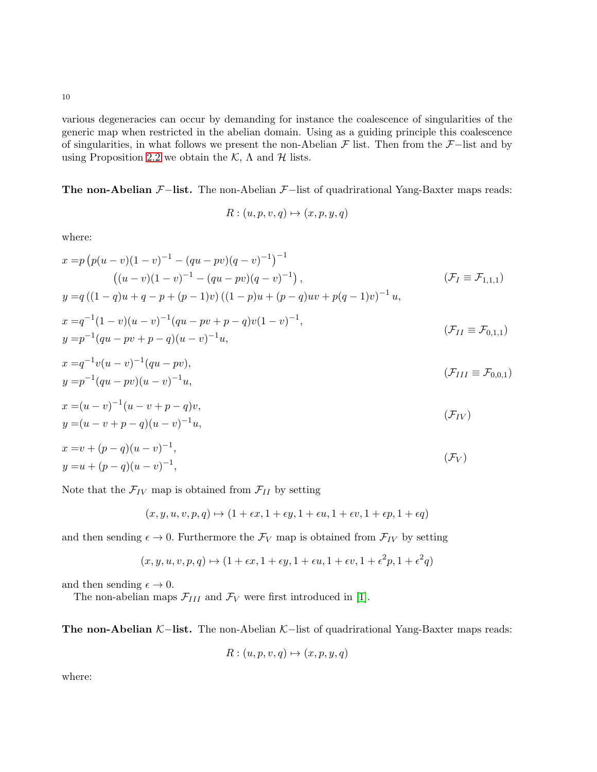various degeneracies can occur by demanding for instance the coalescence of singularities of the generic map when restricted in the abelian domain. Using as a guiding principle this coalescence of singularities, in what follows we present the non-Abelian $\mathcal{F}$ list. Then from the $\mathcal{F}-$list and by using Proposition 2.2 we obtain the $\mathcal{K}$, $\Lambda$ and $\mathcal{H}$ lists.

**The non-Abelian $\mathcal{F}-$list.** The non-Abelian $\mathcal{F}-$list of quadrirational Yang-Baxter maps reads:

$$R : (u, p, v, q) \mapsto (x, p, y, q)$$

where:

$$\begin{aligned}
x =& p\left(p(u-v)(1-v)^{-1} - (qu-pv)(q-v)^{-1}\right)^{-1} \\
&\quad \left((u-v)(1-v)^{-1} - (qu-pv)(q-v)^{-1}\right), \\
y =& q\left((1-q)u + q - p + (p-1)v\right)\left((1-p)u + (p-q)uv + p(q-1)v\right)^{-1} u,
\end{aligned} \qquad (\mathcal{F}_I \equiv \mathcal{F}_{1,1,1})$$

$$\begin{aligned}
x =& q^{-1}(1-v)(u-v)^{-1}(qu - pv + p - q)v(1-v)^{-1}, \\
y =& p^{-1}(qu - pv + p - q)(u-v)^{-1}u,
\end{aligned} \qquad (\mathcal{F}_{II} \equiv \mathcal{F}_{0,1,1})$$

$$\begin{aligned}
x =& q^{-1}v(u-v)^{-1}(qu - pv), \\
y =& p^{-1}(qu - pv)(u-v)^{-1}u,
\end{aligned} \qquad (\mathcal{F}_{III} \equiv \mathcal{F}_{0,0,1})$$

$$\begin{aligned}
x =& (u-v)^{-1}(u - v + p - q)v, \\
y =& (u - v + p - q)(u-v)^{-1}u,
\end{aligned} \qquad (\mathcal{F}_{IV})$$

$$\begin{aligned}
x =& v + (p-q)(u-v)^{-1}, \\
y =& u + (p-q)(u-v)^{-1},
\end{aligned} \qquad (\mathcal{F}_{V})$$

Note that the $\mathcal{F}_{IV}$ map is obtained from $\mathcal{F}_{II}$ by setting

$$(x, y, u, v, p, q) \mapsto (1 + \epsilon x, 1 + \epsilon y, 1 + \epsilon u, 1 + \epsilon v, 1 + \epsilon p, 1 + \epsilon q)$$

and then sending $\epsilon \to 0$. Furthermore the $\mathcal{F}_V$ map is obtained from $\mathcal{F}_{IV}$ by setting

$$(x, y, u, v, p, q) \mapsto (1 + \epsilon x, 1 + \epsilon y, 1 + \epsilon u, 1 + \epsilon v, 1 + \epsilon^2 p, 1 + \epsilon^2 q)$$

and then sending $\epsilon \to 0$.

The non-abelian maps $\mathcal{F}_{III}$ and $\mathcal{F}_V$ were first introduced in [1].

**The non-Abelian $\mathcal{K}-$list.** The non-Abelian $\mathcal{K}-$list of quadrirational Yang-Baxter maps reads:

$$R : (u, p, v, q) \mapsto (x, p, y, q)$$

where: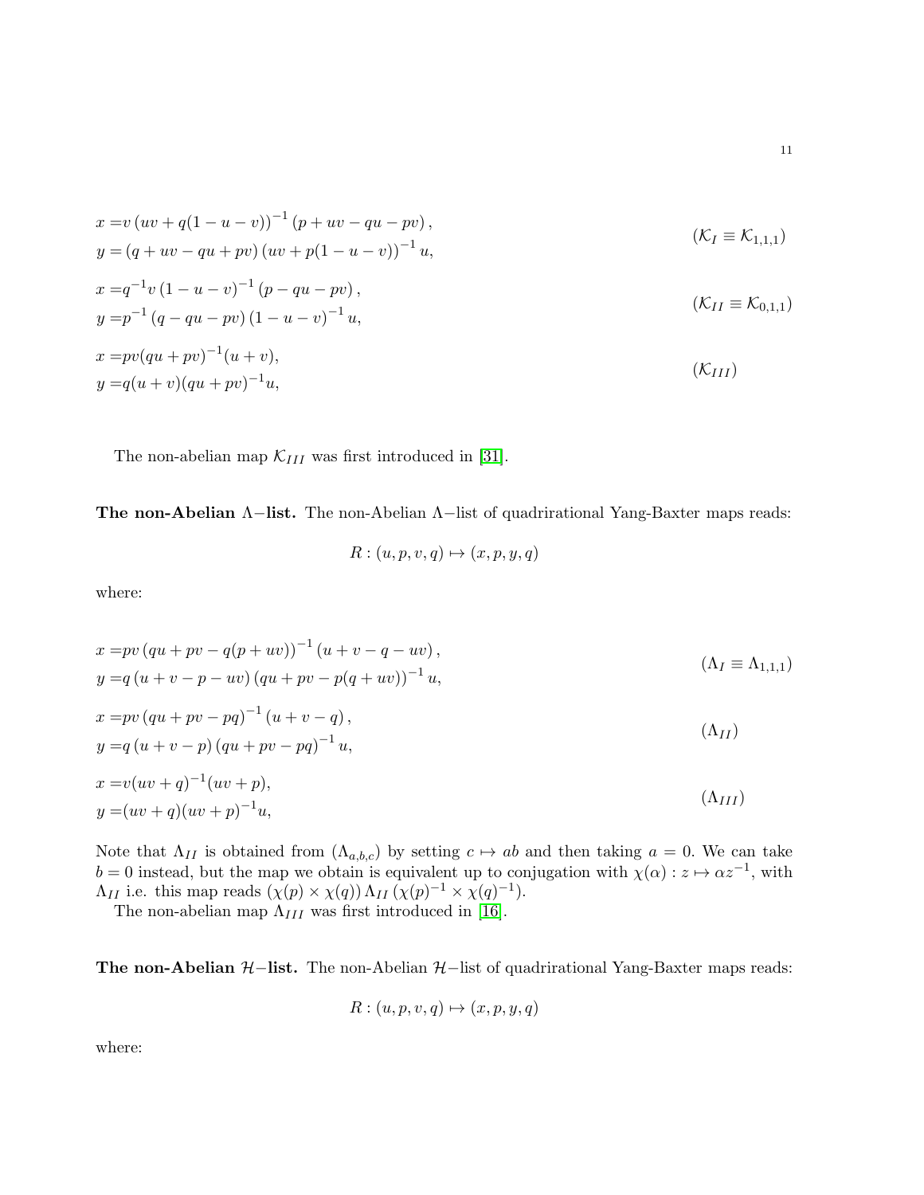$$
\begin{aligned}
x &= v\left(uv + q(1-u-v)\right)^{-1}\left(p + uv - qu - pv\right), \\
y &= \left(q + uv - qu + pv\right)\left(uv + p(1-u-v)\right)^{-1} u,
\end{aligned}
\qquad (\mathcal{K}_I \equiv \mathcal{K}_{1,1,1})
$$

$$
\begin{aligned}
x &= q^{-1} v\left(1-u-v\right)^{-1}\left(p - qu - pv\right), \\
y &= p^{-1}\left(q - qu - pv\right)\left(1-u-v\right)^{-1} u,
\end{aligned}
\qquad (\mathcal{K}_{II} \equiv \mathcal{K}_{0,1,1})
$$

$$
\begin{aligned}
x &= pv(qu+pv)^{-1}(u+v), \\
y &= q(u+v)(qu+pv)^{-1}u,
\end{aligned}
\qquad (\mathcal{K}_{III})
$$

The non-abelian map $\mathcal{K}_{III}$ was first introduced in [31].

**The non-Abelian $\Lambda-$list.** The non-Abelian $\Lambda-$list of quadrirational Yang-Baxter maps reads:

$$
R : (u, p, v, q) \mapsto (x, p, y, q)
$$

where:

$$
\begin{aligned}
x &= pv\left(qu + pv - q(p+uv)\right)^{-1}\left(u + v - q - uv\right), \\
y &= q\left(u + v - p - uv\right)\left(qu + pv - p(q+uv)\right)^{-1} u,
\end{aligned}
\qquad (\Lambda_I \equiv \Lambda_{1,1,1})
$$

$$
\begin{aligned}
x &= pv\left(qu + pv - pq\right)^{-1}\left(u + v - q\right), \\
y &= q\left(u + v - p\right)\left(qu + pv - pq\right)^{-1} u,
\end{aligned}
\qquad (\Lambda_{II})
$$

$$
\begin{aligned}
x &= v(uv+q)^{-1}(uv+p), \\
y &= (uv+q)(uv+p)^{-1}u,
\end{aligned}
\qquad (\Lambda_{III})
$$

Note that $\Lambda_{II}$ is obtained from $(\Lambda_{a,b,c})$ by setting $c \mapsto ab$ and then taking $a = 0$. We can take $b = 0$ instead, but the map we obtain is equivalent up to conjugation with $\chi(\alpha) : z \mapsto \alpha z^{-1}$, with $\Lambda_{II}$ i.e. this map reads $(\chi(p) \times \chi(q))\, \Lambda_{II}\, (\chi(p)^{-1} \times \chi(q)^{-1})$.

The non-abelian map $\Lambda_{III}$ was first introduced in [16].

**The non-Abelian $\mathcal{H}-$list.** The non-Abelian $\mathcal{H}-$list of quadrirational Yang-Baxter maps reads:

$$
R : (u, p, v, q) \mapsto (x, p, y, q)
$$

where: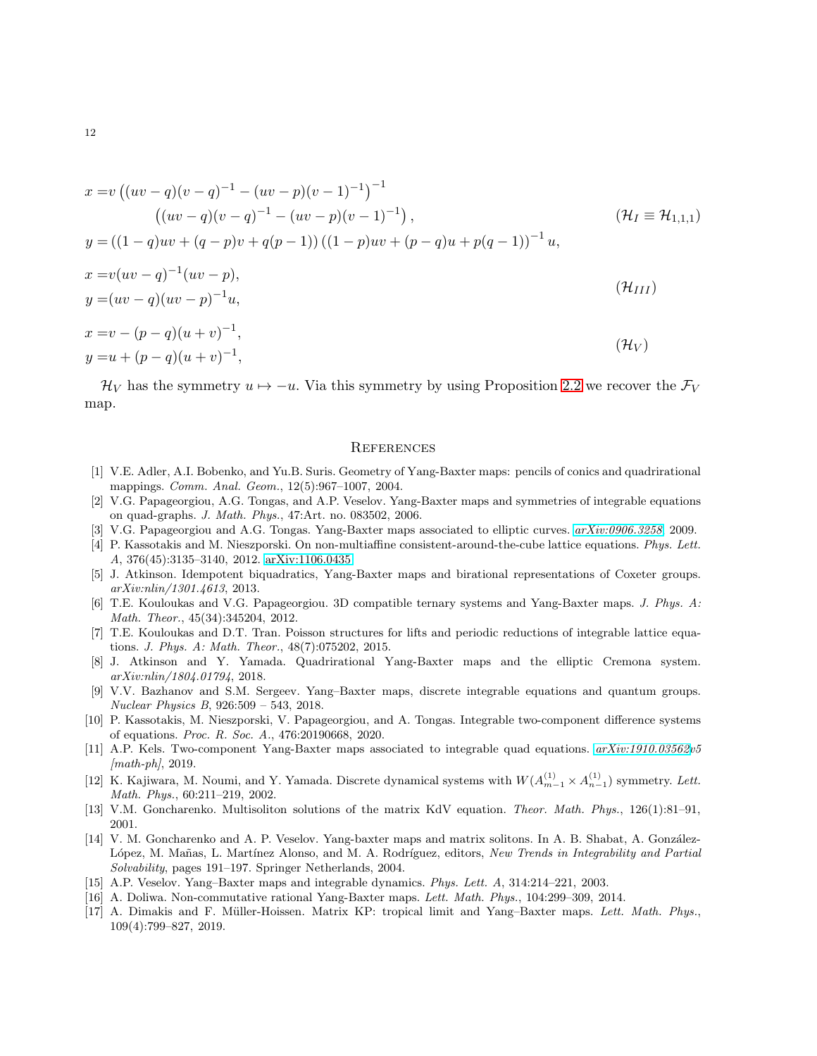$$
\begin{aligned}
x =& v\left((uv-q)(v-q)^{-1}-(uv-p)(v-1)^{-1}\right)^{-1} \\
&\quad\left((uv-q)(v-q)^{-1}-(uv-p)(v-1)^{-1}\right), \qquad\qquad (\mathcal{H}_I \equiv \mathcal{H}_{1,1,1})\\
y =& \left((1-q)uv+(q-p)v+q(p-1)\right)\left((1-p)uv+(p-q)u+p(q-1)\right)^{-1}u,
\end{aligned}
$$

$$
\begin{aligned}
x =& v(uv-q)^{-1}(uv-p), \\
y =& (uv-q)(uv-p)^{-1}u,
\end{aligned}
\qquad (\mathcal{H}_{III})
$$

$$
\begin{aligned}
x =& v-(p-q)(u+v)^{-1}, \\
y =& u+(p-q)(u+v)^{-1},
\end{aligned}
\qquad (\mathcal{H}_{V})
$$

$\mathcal{H}_V$ has the symmetry $u \mapsto -u$. Via this symmetry by using Proposition 2.2 we recover the $\mathcal{F}_V$ map.

## References

[1] V.E. Adler, A.I. Bobenko, and Yu.B. Suris. Geometry of Yang-Baxter maps: pencils of conics and quadrirational mappings. *Comm. Anal. Geom.*, 12(5):967–1007, 2004.

[2] V.G. Papageorgiou, A.G. Tongas, and A.P. Veselov. Yang-Baxter maps and symmetries of integrable equations on quad-graphs. *J. Math. Phys.*, 47:Art. no. 083502, 2006.

[3] V.G. Papageorgiou and A.G. Tongas. Yang-Baxter maps associated to elliptic curves. *arXiv:0906.3258*, 2009.

[4] P. Kassotakis and M. Nieszporski. On non-multiaffine consistent-around-the-cube lattice equations. *Phys. Lett. A*, 376(45):3135–3140, 2012. arXiv:1106.0435.

[5] J. Atkinson. Idempotent biquadratics, Yang-Baxter maps and birational representations of Coxeter groups. *arXiv:nlin/1301.4613*, 2013.

[6] T.E. Kouloukas and V.G. Papageorgiou. 3D compatible ternary systems and Yang-Baxter maps. *J. Phys. A: Math. Theor.*, 45(34):345204, 2012.

[7] T.E. Kouloukas and D.T. Tran. Poisson structures for lifts and periodic reductions of integrable lattice equations. *J. Phys. A: Math. Theor.*, 48(7):075202, 2015.

[8] J. Atkinson and Y. Yamada. Quadrirational Yang-Baxter maps and the elliptic Cremona system. *arXiv:nlin/1804.01794*, 2018.

[9] V.V. Bazhanov and S.M. Sergeev. Yang–Baxter maps, discrete integrable equations and quantum groups. *Nuclear Physics B*, 926:509 – 543, 2018.

[10] P. Kassotakis, M. Nieszporski, V. Papageorgiou, and A. Tongas. Integrable two-component difference systems of equations. *Proc. R. Soc. A.*, 476:20190668, 2020.

[11] A.P. Kels. Two-component Yang-Baxter maps associated to integrable quad equations. *arXiv:1910.03562v5 [math-ph]*, 2019.

[12] K. Kajiwara, M. Noumi, and Y. Yamada. Discrete dynamical systems with $W(A^{(1)}_{m-1} \times A^{(1)}_{n-1})$ symmetry. *Lett. Math. Phys.*, 60:211–219, 2002.

[13] V.M. Goncharenko. Multisoliton solutions of the matrix KdV equation. *Theor. Math. Phys.*, 126(1):81–91, 2001.

[14] V. M. Goncharenko and A. P. Veselov. Yang-baxter maps and matrix solitons. In A. B. Shabat, A. González-López, M. Mañas, L. Martínez Alonso, and M. A. Rodríguez, editors, *New Trends in Integrability and Partial Solvability*, pages 191–197. Springer Netherlands, 2004.

[15] A.P. Veselov. Yang–Baxter maps and integrable dynamics. *Phys. Lett. A*, 314:214–221, 2003.

[16] A. Doliwa. Non-commutative rational Yang-Baxter maps. *Lett. Math. Phys.*, 104:299–309, 2014.

[17] A. Dimakis and F. Müller-Hoissen. Matrix KP: tropical limit and Yang–Baxter maps. *Lett. Math. Phys.*, 109(4):799–827, 2019.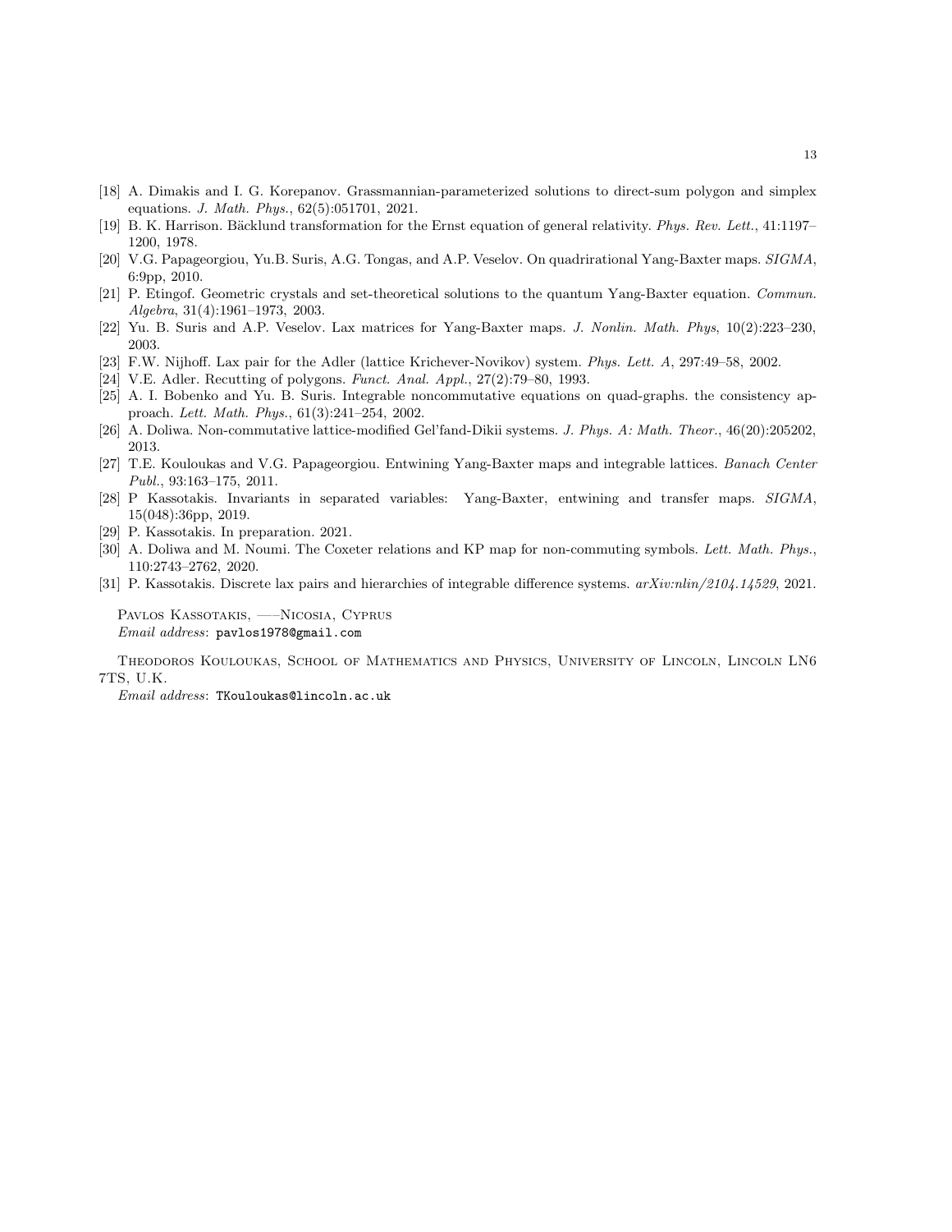[18] A. Dimakis and I. G. Korepanov. Grassmannian-parameterized solutions to direct-sum polygon and simplex equations. *J. Math. Phys.*, 62(5):051701, 2021.

[19] B. K. Harrison. Bäcklund transformation for the Ernst equation of general relativity. *Phys. Rev. Lett.*, 41:1197–1200, 1978.

[20] V.G. Papageorgiou, Yu.B. Suris, A.G. Tongas, and A.P. Veselov. On quadrirational Yang-Baxter maps. *SIGMA*, 6:9pp, 2010.

[21] P. Etingof. Geometric crystals and set-theoretical solutions to the quantum Yang-Baxter equation. *Commun. Algebra*, 31(4):1961–1973, 2003.

[22] Yu. B. Suris and A.P. Veselov. Lax matrices for Yang-Baxter maps. *J. Nonlin. Math. Phys*, 10(2):223–230, 2003.

[23] F.W. Nijhoff. Lax pair for the Adler (lattice Krichever-Novikov) system. *Phys. Lett. A*, 297:49–58, 2002.

[24] V.E. Adler. Recutting of polygons. *Funct. Anal. Appl.*, 27(2):79–80, 1993.

[25] A. I. Bobenko and Yu. B. Suris. Integrable noncommutative equations on quad-graphs. the consistency approach. *Lett. Math. Phys.*, 61(3):241–254, 2002.

[26] A. Doliwa. Non-commutative lattice-modified Gel'fand-Dikii systems. *J. Phys. A: Math. Theor.*, 46(20):205202, 2013.

[27] T.E. Kouloukas and V.G. Papageorgiou. Entwining Yang-Baxter maps and integrable lattices. *Banach Center Publ.*, 93:163–175, 2011.

[28] P Kassotakis. Invariants in separated variables: Yang-Baxter, entwining and transfer maps. *SIGMA*, 15(048):36pp, 2019.

[29] P. Kassotakis. In preparation. 2021.

[30] A. Doliwa and M. Noumi. The Coxeter relations and KP map for non-commuting symbols. *Lett. Math. Phys.*, 110:2743–2762, 2020.

[31] P. Kassotakis. Discrete lax pairs and hierarchies of integrable difference systems. *arXiv:nlin/2104.14529*, 2021.

Pavlos Kassotakis, —–Nicosia, Cyprus
*Email address*: pavlos1978@gmail.com

Theodoros Kouloukas, School of Mathematics and Physics, University of Lincoln, Lincoln LN6 7TS, U.K.
*Email address*: TKouloukas@lincoln.ac.uk